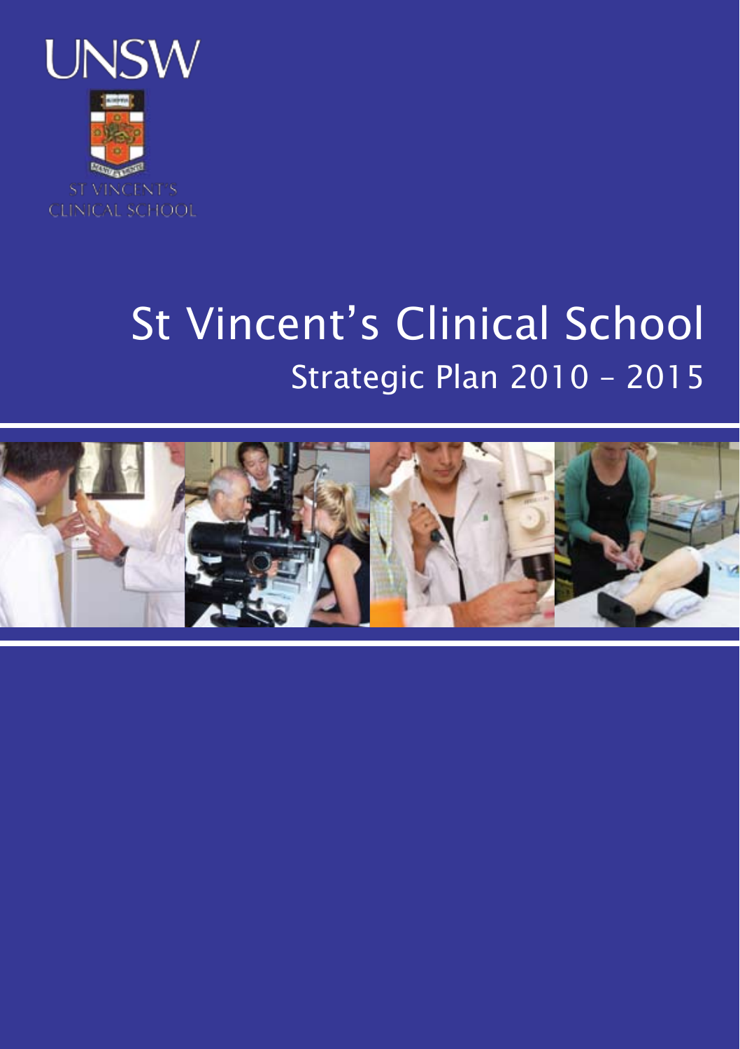UNSW

ST VINCENT'S CLINICAL SCHOOL

# St Vincent's Clinical School

## Strategic Plan 2010 – 2015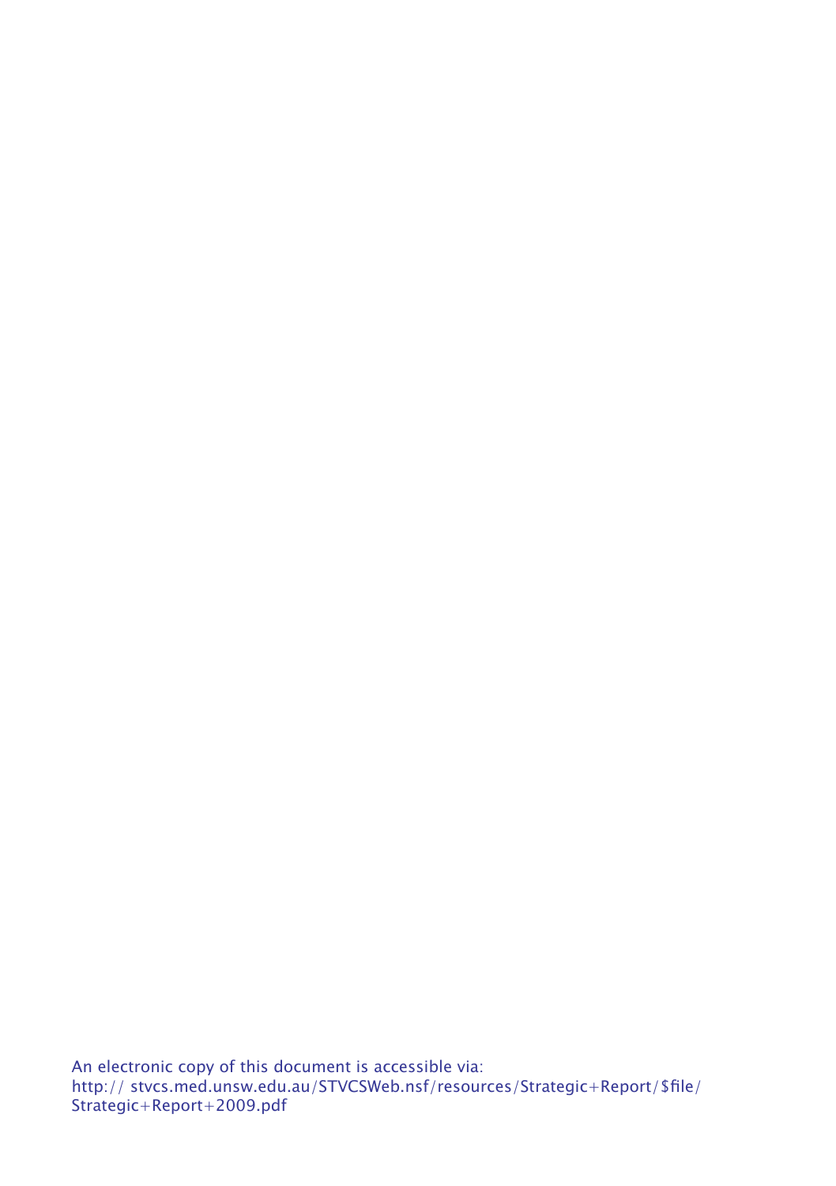An electronic copy of this document is accessible via:
http:// stvcs.med.unsw.edu.au/STVCSWeb.nsf/resources/Strategic+Report/$file/Strategic+Report+2009.pdf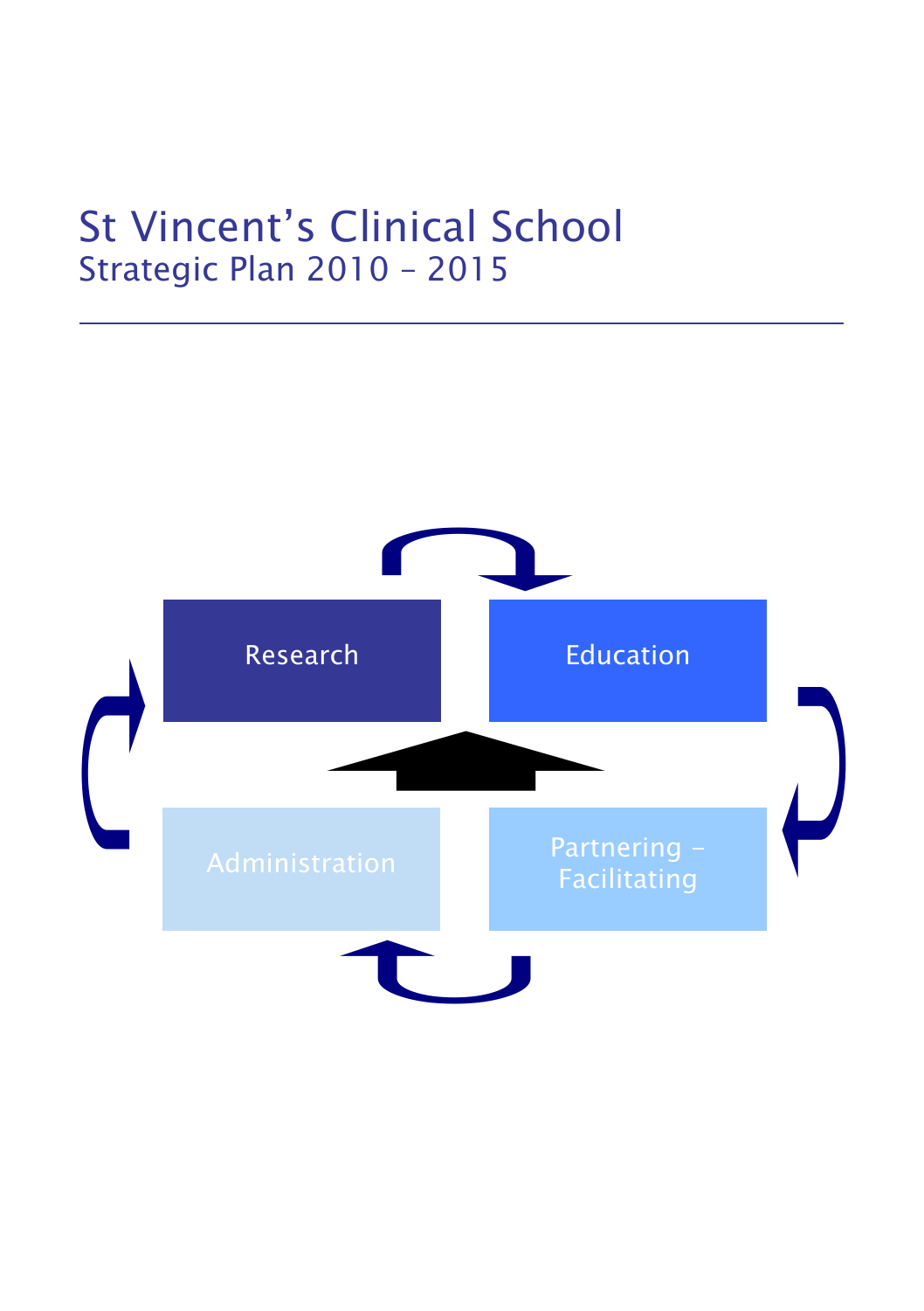# St Vincent's Clinical School
## Strategic Plan 2010 – 2015

Research

Education

Administration

Partnering – Facilitating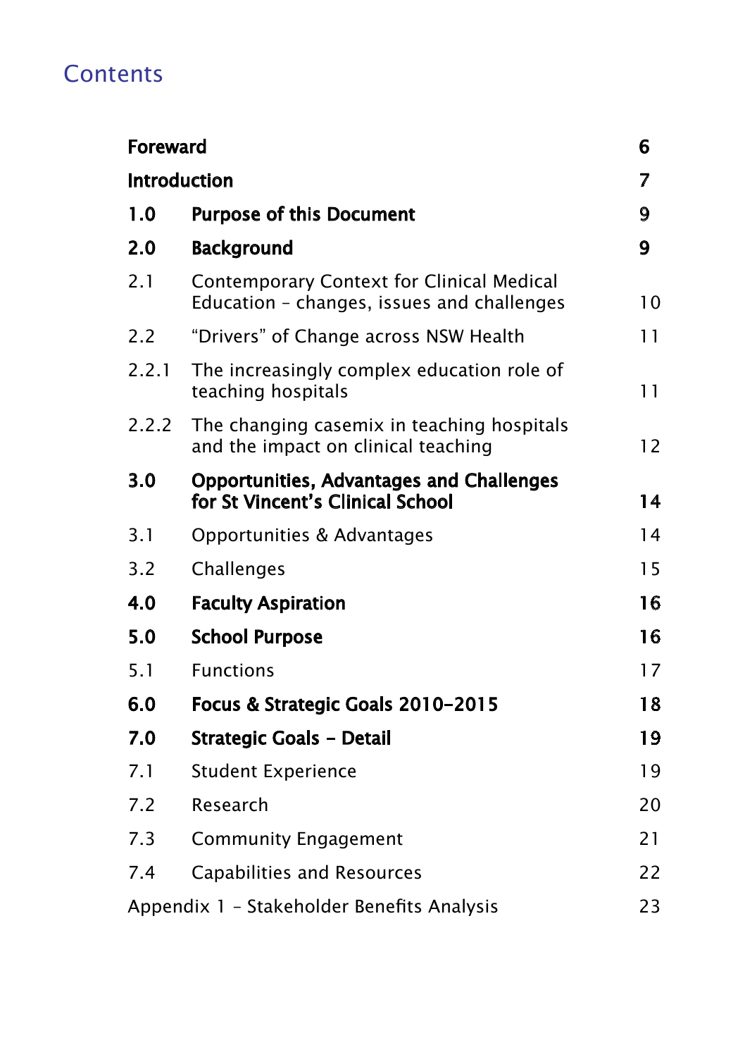# Contents

| | | |
|---|---|---|
| **Foreward** | | **6** |
| **Introduction** | | **7** |
| **1.0** | **Purpose of this Document** | **9** |
| **2.0** | **Background** | **9** |
| 2.1 | Contemporary Context for Clinical Medical Education – changes, issues and challenges | 10 |
| 2.2 | "Drivers" of Change across NSW Health | 11 |
| 2.2.1 | The increasingly complex education role of teaching hospitals | 11 |
| 2.2.2 | The changing casemix in teaching hospitals and the impact on clinical teaching | 12 |
| **3.0** | **Opportunities, Advantages and Challenges for St Vincent's Clinical School** | **14** |
| 3.1 | Opportunities & Advantages | 14 |
| 3.2 | Challenges | 15 |
| **4.0** | **Faculty Aspiration** | **16** |
| **5.0** | **School Purpose** | **16** |
| 5.1 | Functions | 17 |
| **6.0** | **Focus & Strategic Goals 2010–2015** | **18** |
| **7.0** | **Strategic Goals – Detail** | **19** |
| 7.1 | Student Experience | 19 |
| 7.2 | Research | 20 |
| 7.3 | Community Engagement | 21 |
| 7.4 | Capabilities and Resources | 22 |
| Appendix 1 – Stakeholder Benefits Analysis | | 23 |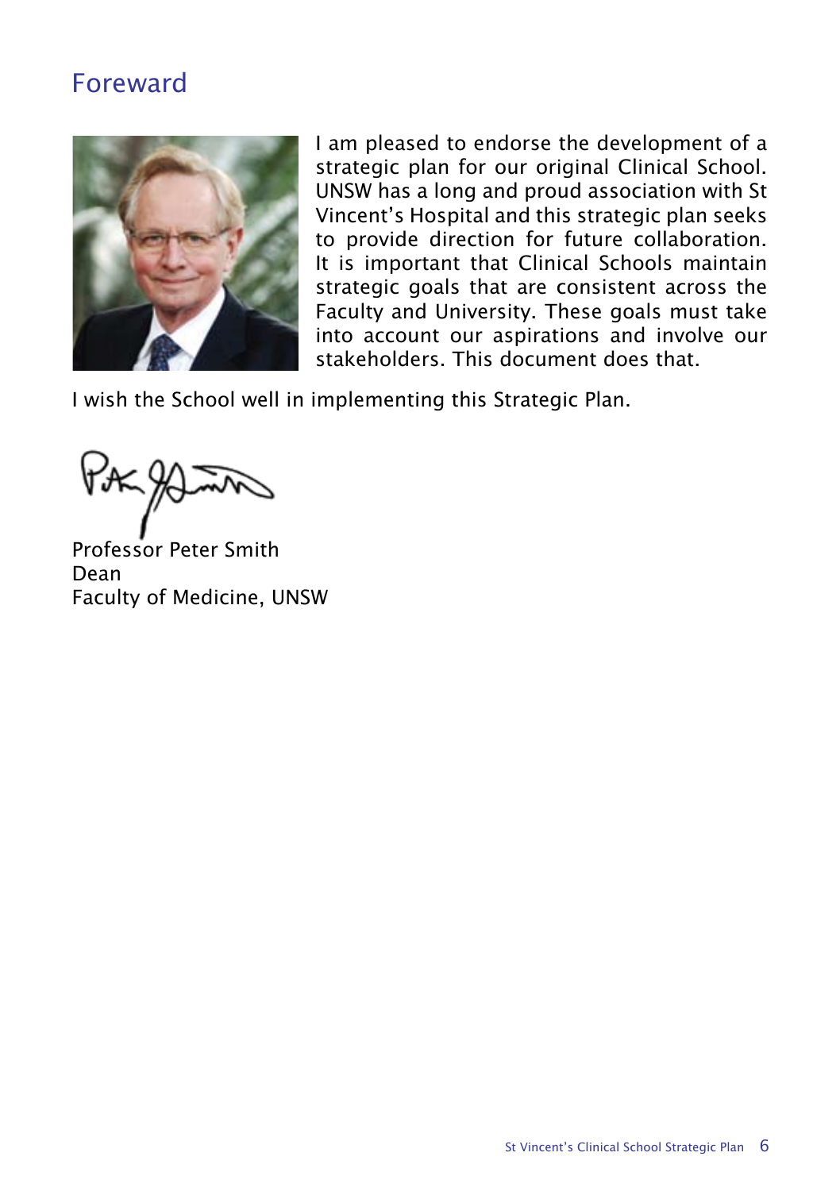# Foreward

I am pleased to endorse the development of a strategic plan for our original Clinical School. UNSW has a long and proud association with St Vincent's Hospital and this strategic plan seeks to provide direction for future collaboration. It is important that Clinical Schools maintain strategic goals that are consistent across the Faculty and University. These goals must take into account our aspirations and involve our stakeholders. This document does that.

I wish the School well in implementing this Strategic Plan.

Professor Peter Smith
Dean
Faculty of Medicine, UNSW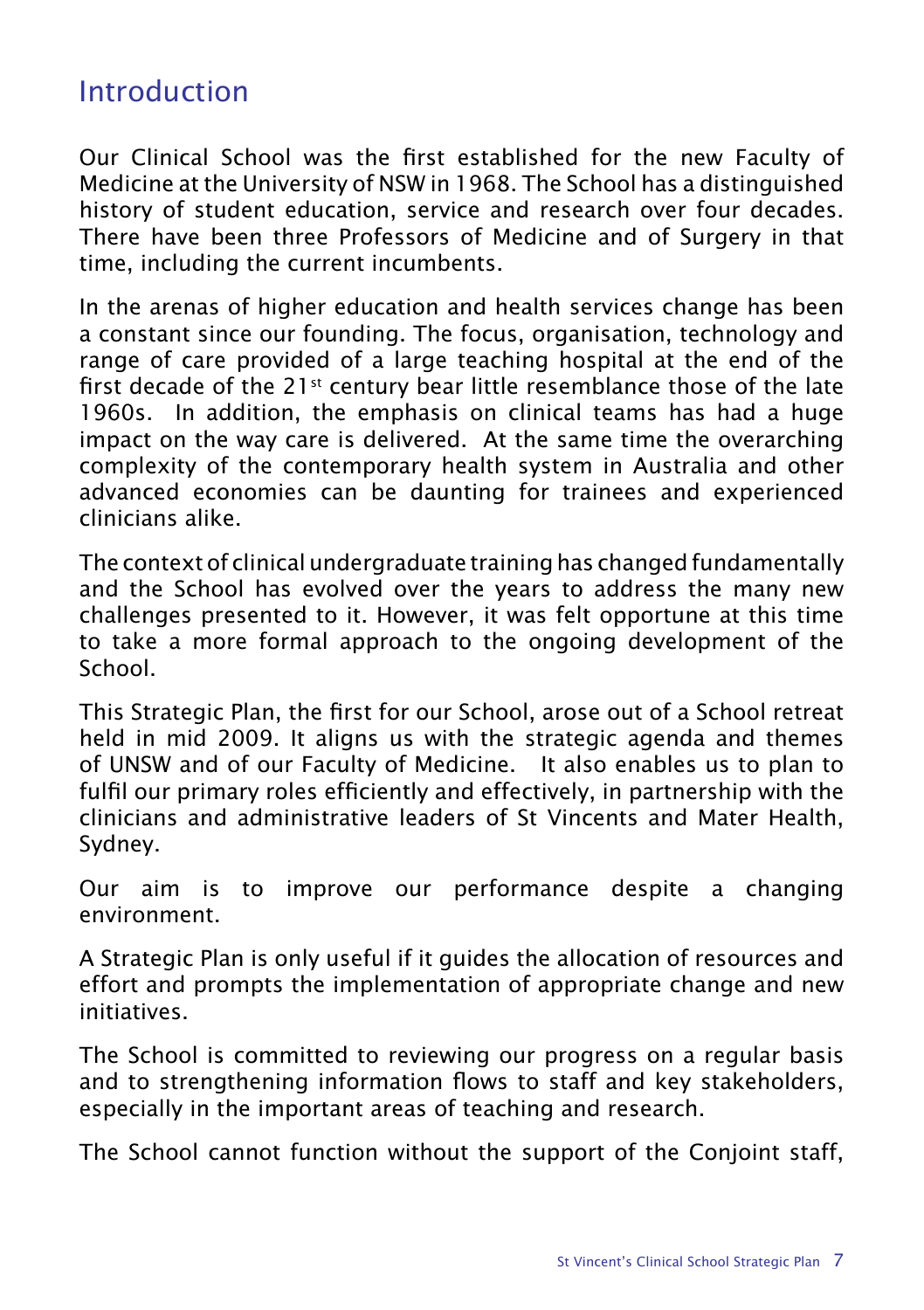## Introduction

Our Clinical School was the first established for the new Faculty of Medicine at the University of NSW in 1968. The School has a distinguished history of student education, service and research over four decades. There have been three Professors of Medicine and of Surgery in that time, including the current incumbents.

In the arenas of higher education and health services change has been a constant since our founding. The focus, organisation, technology and range of care provided of a large teaching hospital at the end of the first decade of the 21st century bear little resemblance those of the late 1960s. In addition, the emphasis on clinical teams has had a huge impact on the way care is delivered. At the same time the overarching complexity of the contemporary health system in Australia and other advanced economies can be daunting for trainees and experienced clinicians alike.

The context of clinical undergraduate training has changed fundamentally and the School has evolved over the years to address the many new challenges presented to it. However, it was felt opportune at this time to take a more formal approach to the ongoing development of the School.

This Strategic Plan, the first for our School, arose out of a School retreat held in mid 2009. It aligns us with the strategic agenda and themes of UNSW and of our Faculty of Medicine. It also enables us to plan to fulfil our primary roles efficiently and effectively, in partnership with the clinicians and administrative leaders of St Vincents and Mater Health, Sydney.

Our aim is to improve our performance despite a changing environment.

A Strategic Plan is only useful if it guides the allocation of resources and effort and prompts the implementation of appropriate change and new initiatives.

The School is committed to reviewing our progress on a regular basis and to strengthening information flows to staff and key stakeholders, especially in the important areas of teaching and research.

The School cannot function without the support of the Conjoint staff,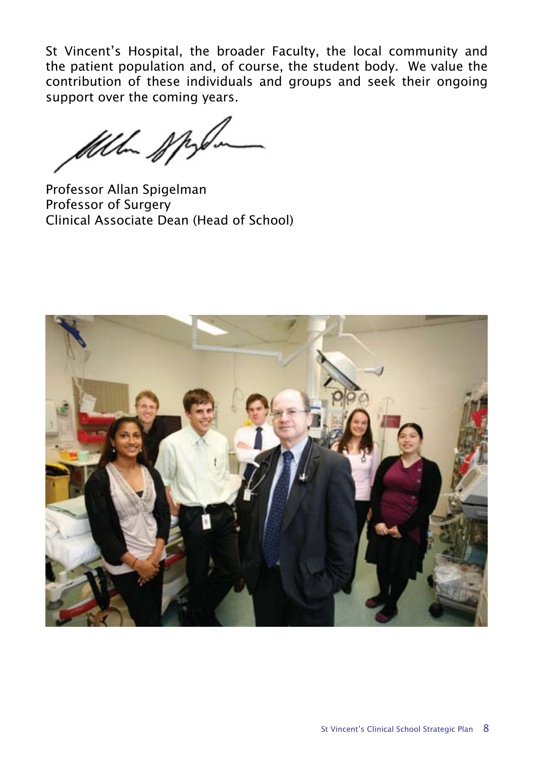St Vincent's Hospital, the broader Faculty, the local community and the patient population and, of course, the student body. We value the contribution of these individuals and groups and seek their ongoing support over the coming years.

Professor Allan Spigelman
Professor of Surgery
Clinical Associate Dean (Head of School)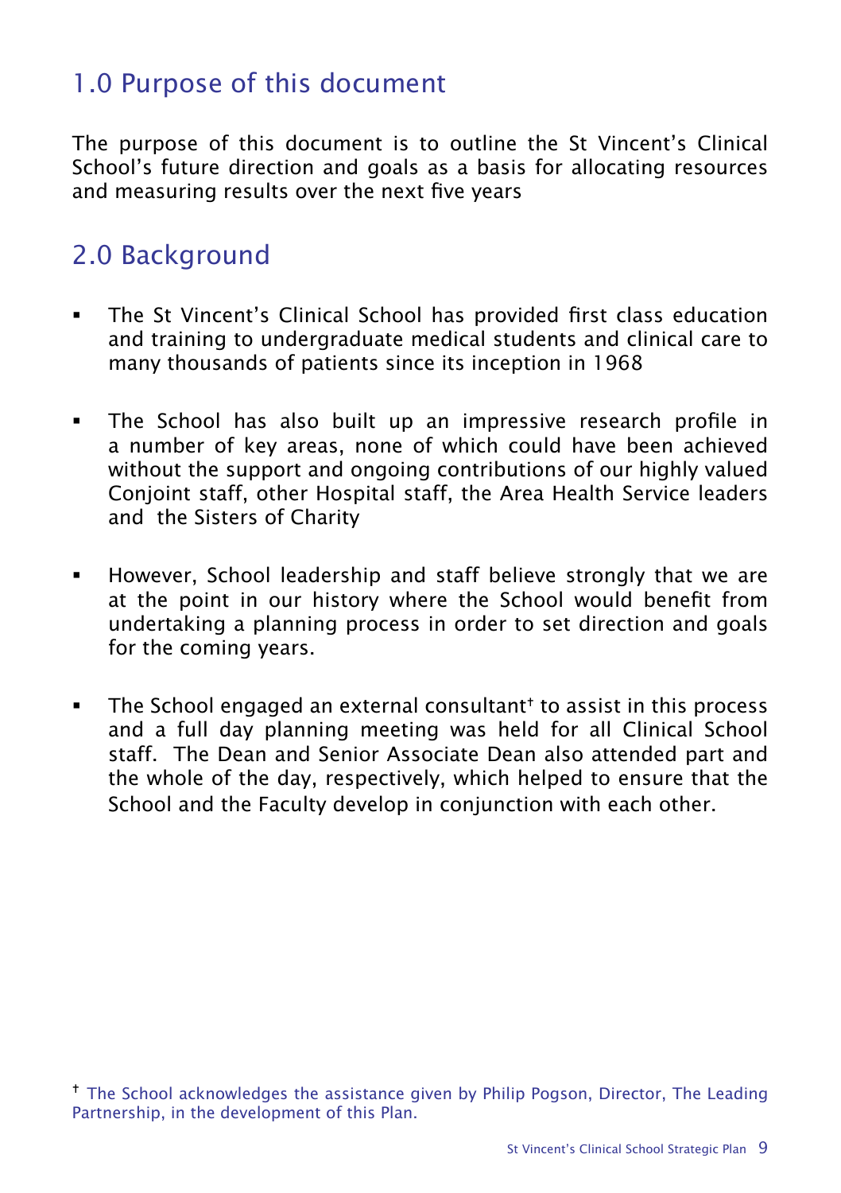## 1.0 Purpose of this document

The purpose of this document is to outline the St Vincent's Clinical School's future direction and goals as a basis for allocating resources and measuring results over the next five years

## 2.0 Background

- The St Vincent's Clinical School has provided first class education and training to undergraduate medical students and clinical care to many thousands of patients since its inception in 1968

- The School has also built up an impressive research profile in a number of key areas, none of which could have been achieved without the support and ongoing contributions of our highly valued Conjoint staff, other Hospital staff, the Area Health Service leaders and the Sisters of Charity

- However, School leadership and staff believe strongly that we are at the point in our history where the School would benefit from undertaking a planning process in order to set direction and goals for the coming years.

- The School engaged an external consultant[†] to assist in this process and a full day planning meeting was held for all Clinical School staff. The Dean and Senior Associate Dean also attended part and the whole of the day, respectively, which helped to ensure that the School and the Faculty develop in conjunction with each other.

[†] The School acknowledges the assistance given by Philip Pogson, Director, The Leading Partnership, in the development of this Plan.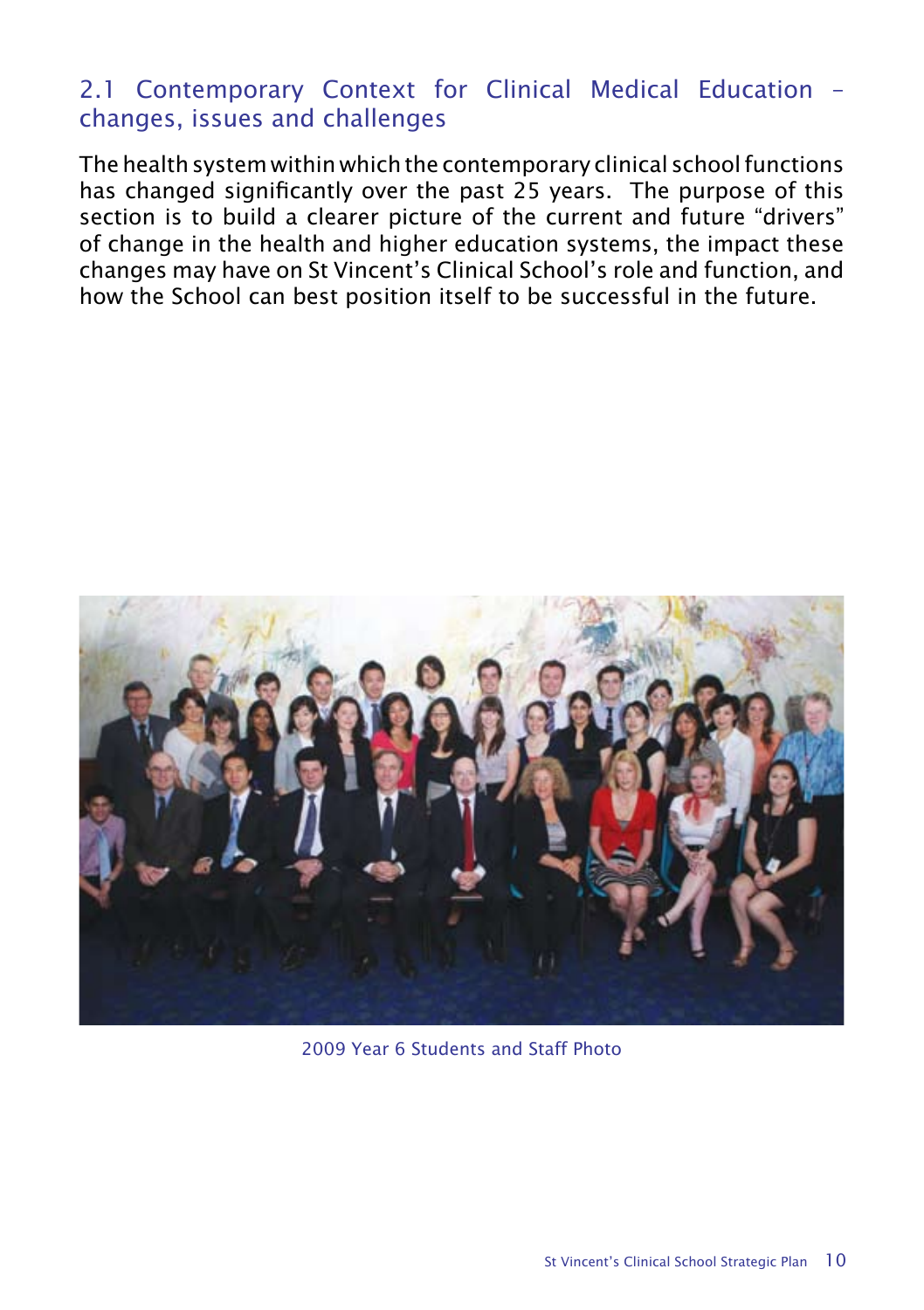## 2.1 Contemporary Context for Clinical Medical Education – changes, issues and challenges

The health system within which the contemporary clinical school functions has changed significantly over the past 25 years. The purpose of this section is to build a clearer picture of the current and future "drivers" of change in the health and higher education systems, the impact these changes may have on St Vincent's Clinical School's role and function, and how the School can best position itself to be successful in the future.

2009 Year 6 Students and Staff Photo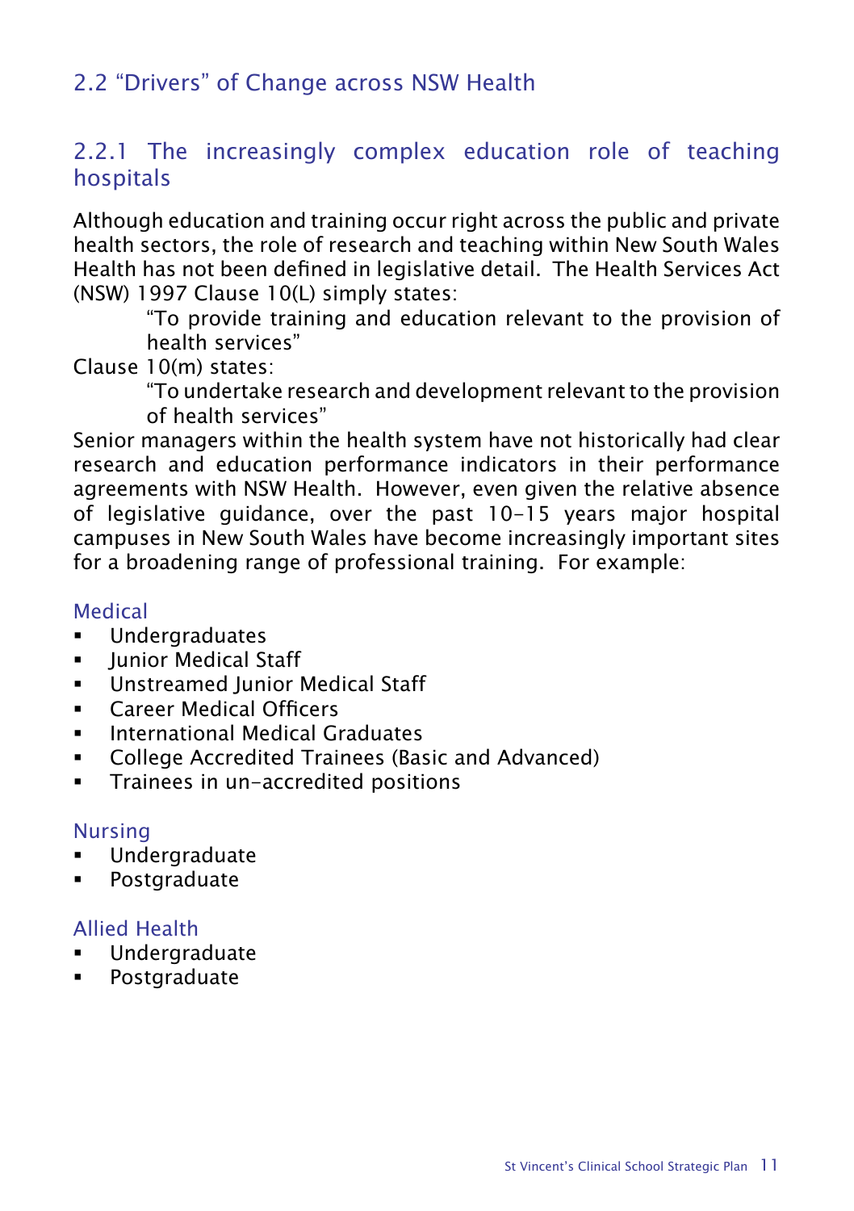## 2.2 "Drivers" of Change across NSW Health

### 2.2.1 The increasingly complex education role of teaching hospitals

Although education and training occur right across the public and private health sectors, the role of research and teaching within New South Wales Health has not been defined in legislative detail. The Health Services Act (NSW) 1997 Clause 10(L) simply states:

> "To provide training and education relevant to the provision of health services"

Clause 10(m) states:

> "To undertake research and development relevant to the provision of health services"

Senior managers within the health system have not historically had clear research and education performance indicators in their performance agreements with NSW Health. However, even given the relative absence of legislative guidance, over the past 10-15 years major hospital campuses in New South Wales have become increasingly important sites for a broadening range of professional training. For example:

#### Medical

- Undergraduates
- Junior Medical Staff
- Unstreamed Junior Medical Staff
- Career Medical Officers
- International Medical Graduates
- College Accredited Trainees (Basic and Advanced)
- Trainees in un-accredited positions

#### Nursing

- Undergraduate
- Postgraduate

#### Allied Health

- Undergraduate
- Postgraduate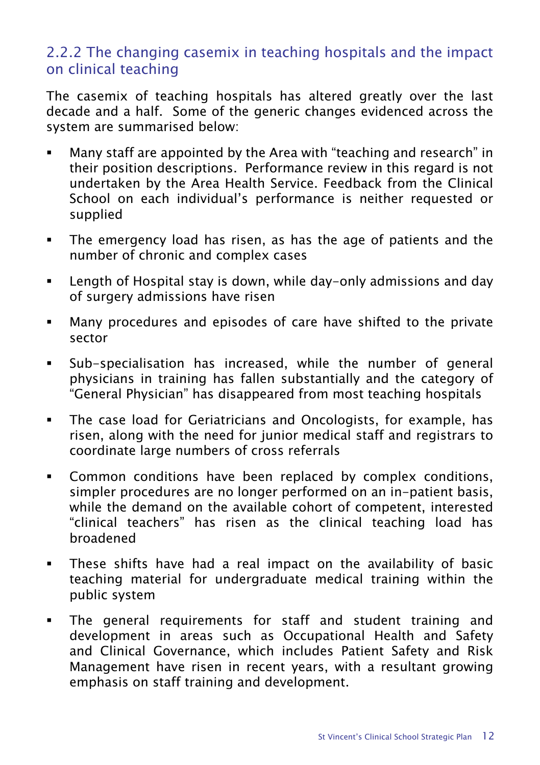### 2.2.2 The changing casemix in teaching hospitals and the impact on clinical teaching

The casemix of teaching hospitals has altered greatly over the last decade and a half. Some of the generic changes evidenced across the system are summarised below:

- Many staff are appointed by the Area with “teaching and research” in their position descriptions. Performance review in this regard is not undertaken by the Area Health Service. Feedback from the Clinical School on each individual’s performance is neither requested or supplied
- The emergency load has risen, as has the age of patients and the number of chronic and complex cases
- Length of Hospital stay is down, while day-only admissions and day of surgery admissions have risen
- Many procedures and episodes of care have shifted to the private sector
- Sub-specialisation has increased, while the number of general physicians in training has fallen substantially and the category of “General Physician” has disappeared from most teaching hospitals
- The case load for Geriatricians and Oncologists, for example, has risen, along with the need for junior medical staff and registrars to coordinate large numbers of cross referrals
- Common conditions have been replaced by complex conditions, simpler procedures are no longer performed on an in-patient basis, while the demand on the available cohort of competent, interested “clinical teachers” has risen as the clinical teaching load has broadened
- These shifts have had a real impact on the availability of basic teaching material for undergraduate medical training within the public system
- The general requirements for staff and student training and development in areas such as Occupational Health and Safety and Clinical Governance, which includes Patient Safety and Risk Management have risen in recent years, with a resultant growing emphasis on staff training and development.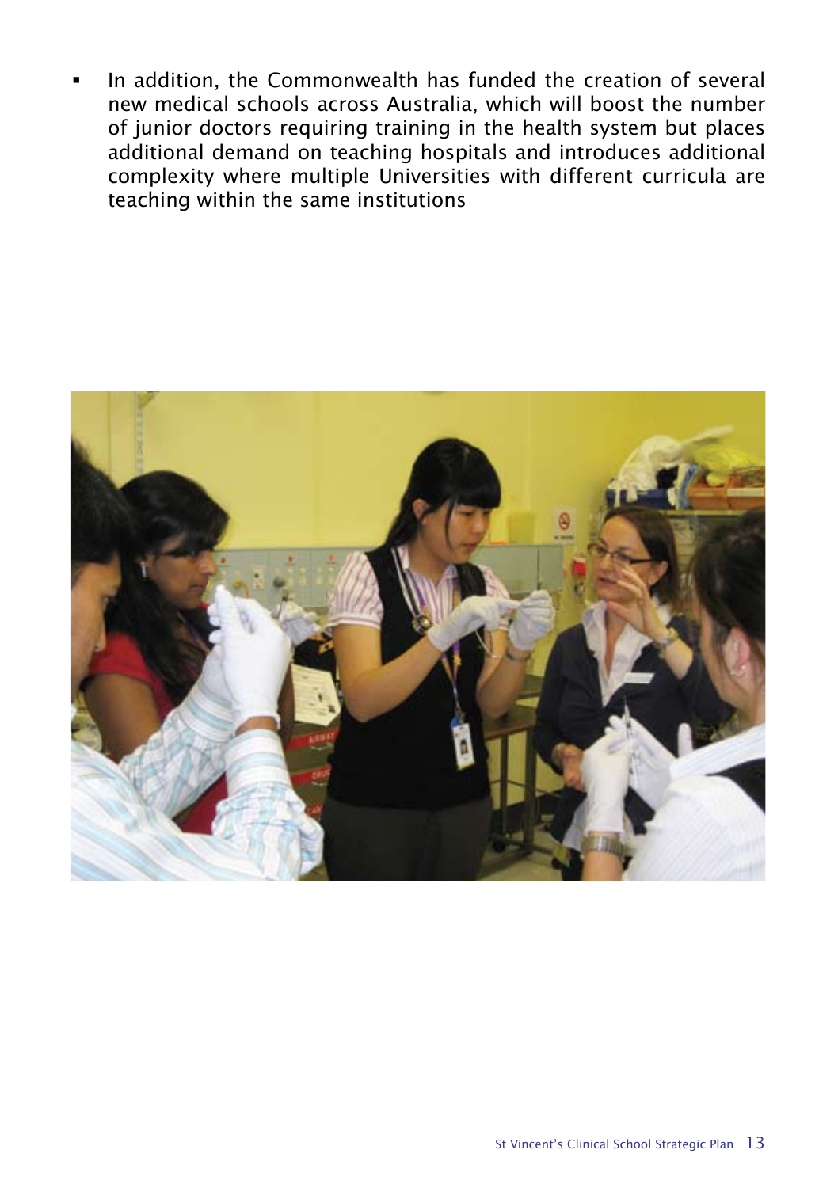- In addition, the Commonwealth has funded the creation of several new medical schools across Australia, which will boost the number of junior doctors requiring training in the health system but places additional demand on teaching hospitals and introduces additional complexity where multiple Universities with different curricula are teaching within the same institutions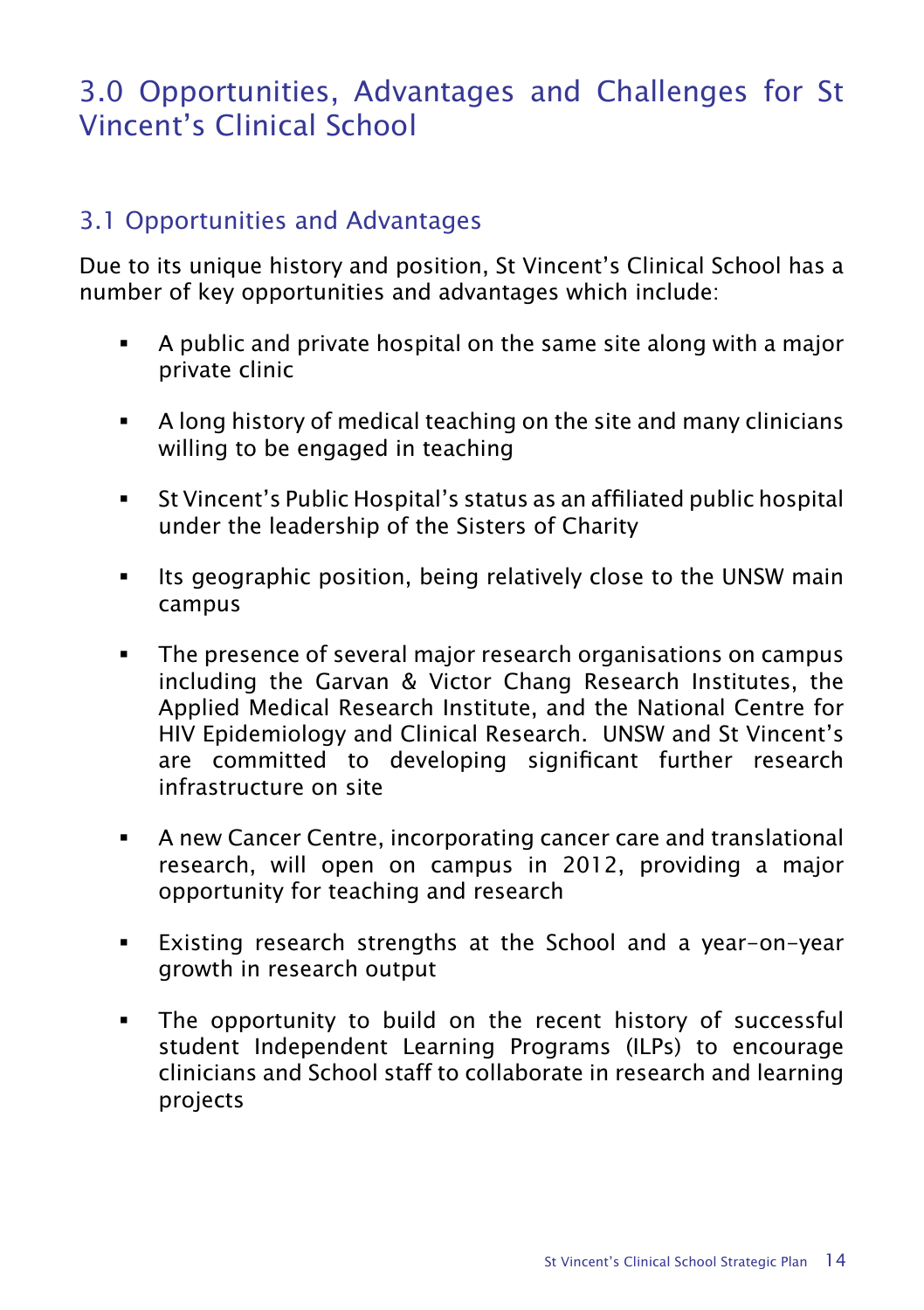# 3.0 Opportunities, Advantages and Challenges for St Vincent's Clinical School

## 3.1 Opportunities and Advantages

Due to its unique history and position, St Vincent's Clinical School has a number of key opportunities and advantages which include:

- A public and private hospital on the same site along with a major private clinic
- A long history of medical teaching on the site and many clinicians willing to be engaged in teaching
- St Vincent's Public Hospital's status as an affiliated public hospital under the leadership of the Sisters of Charity
- Its geographic position, being relatively close to the UNSW main campus
- The presence of several major research organisations on campus including the Garvan & Victor Chang Research Institutes, the Applied Medical Research Institute, and the National Centre for HIV Epidemiology and Clinical Research. UNSW and St Vincent's are committed to developing significant further research infrastructure on site
- A new Cancer Centre, incorporating cancer care and translational research, will open on campus in 2012, providing a major opportunity for teaching and research
- Existing research strengths at the School and a year-on-year growth in research output
- The opportunity to build on the recent history of successful student Independent Learning Programs (ILPs) to encourage clinicians and School staff to collaborate in research and learning projects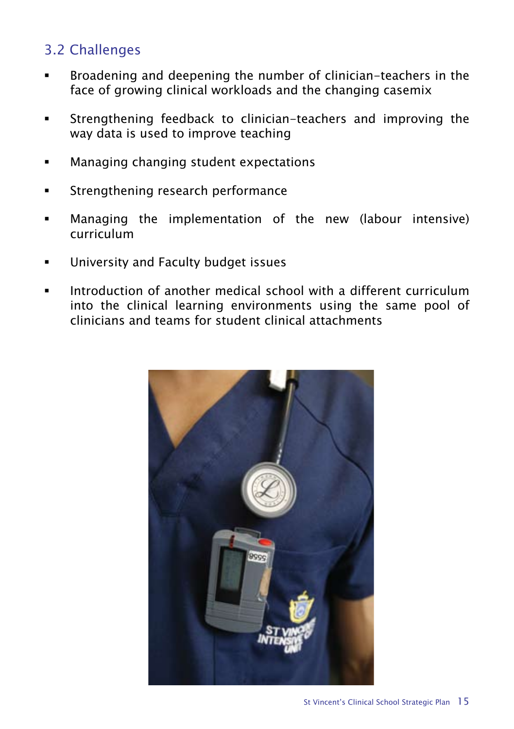## 3.2 Challenges

- Broadening and deepening the number of clinician-teachers in the face of growing clinical workloads and the changing casemix
- Strengthening feedback to clinician-teachers and improving the way data is used to improve teaching
- Managing changing student expectations
- Strengthening research performance
- Managing the implementation of the new (labour intensive) curriculum
- University and Faculty budget issues
- Introduction of another medical school with a different curriculum into the clinical learning environments using the same pool of clinicians and teams for student clinical attachments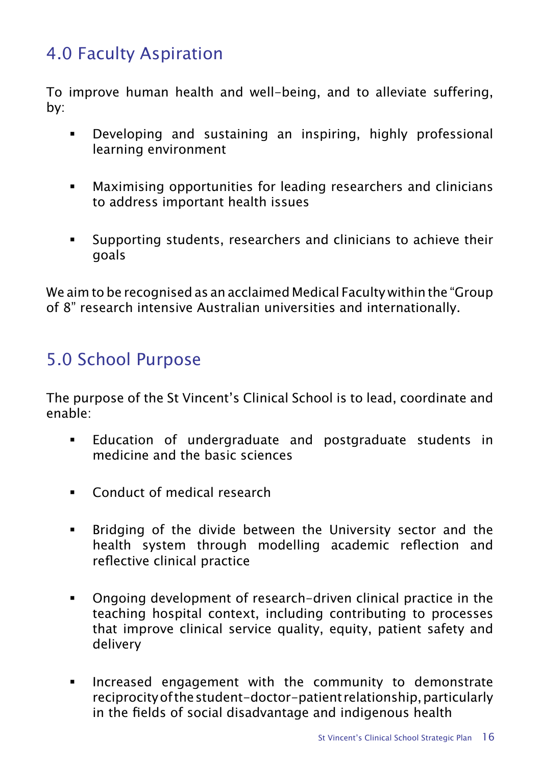## 4.0 Faculty Aspiration

To improve human health and well-being, and to alleviate suffering, by:

- Developing and sustaining an inspiring, highly professional learning environment
- Maximising opportunities for leading researchers and clinicians to address important health issues
- Supporting students, researchers and clinicians to achieve their goals

We aim to be recognised as an acclaimed Medical Faculty within the "Group of 8" research intensive Australian universities and internationally.

## 5.0 School Purpose

The purpose of the St Vincent's Clinical School is to lead, coordinate and enable:

- Education of undergraduate and postgraduate students in medicine and the basic sciences
- Conduct of medical research
- Bridging of the divide between the University sector and the health system through modelling academic reflection and reflective clinical practice
- Ongoing development of research-driven clinical practice in the teaching hospital context, including contributing to processes that improve clinical service quality, equity, patient safety and delivery
- Increased engagement with the community to demonstrate reciprocity of the student-doctor-patient relationship, particularly in the fields of social disadvantage and indigenous health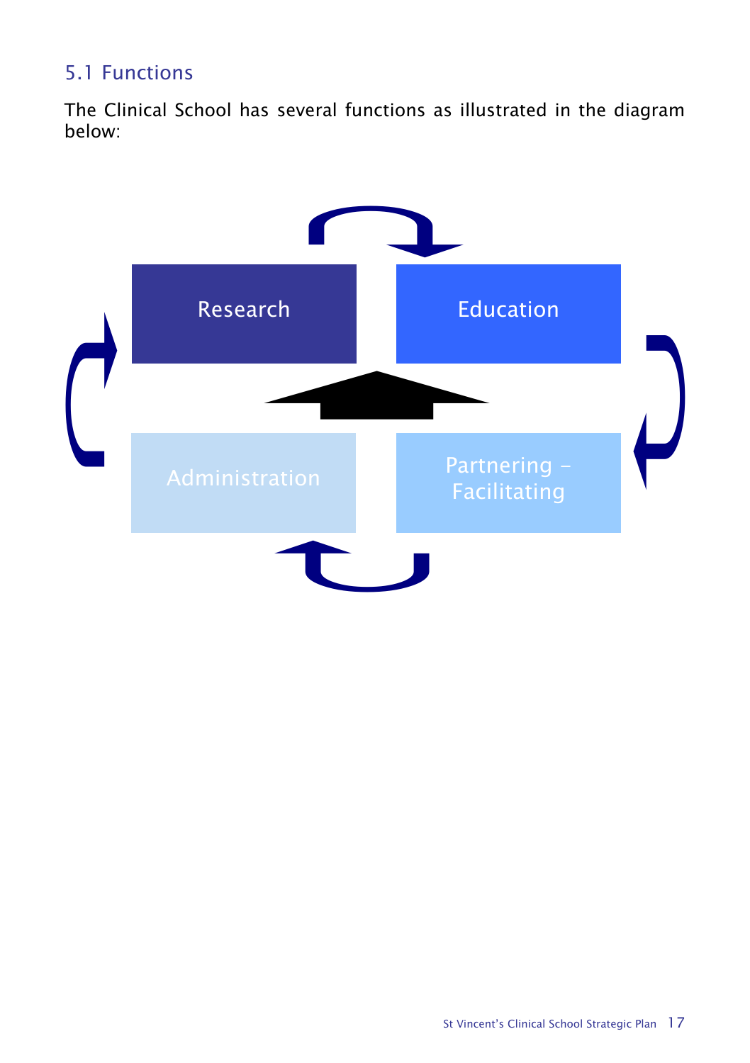## 5.1 Functions

The Clinical School has several functions as illustrated in the diagram below:

Research

Education

Administration

Partnering – Facilitating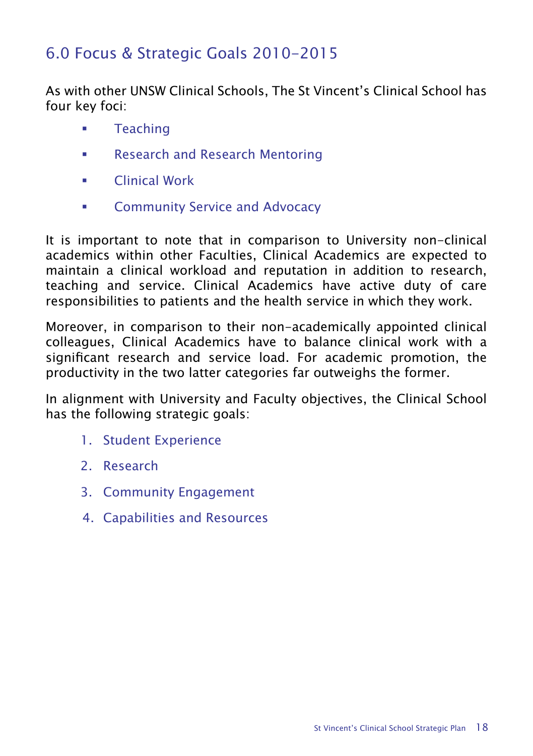## 6.0 Focus & Strategic Goals 2010-2015

As with other UNSW Clinical Schools, The St Vincent's Clinical School has four key foci:

- Teaching
- Research and Research Mentoring
- Clinical Work
- Community Service and Advocacy

It is important to note that in comparison to University non-clinical academics within other Faculties, Clinical Academics are expected to maintain a clinical workload and reputation in addition to research, teaching and service. Clinical Academics have active duty of care responsibilities to patients and the health service in which they work.

Moreover, in comparison to their non-academically appointed clinical colleagues, Clinical Academics have to balance clinical work with a significant research and service load. For academic promotion, the productivity in the two latter categories far outweighs the former.

In alignment with University and Faculty objectives, the Clinical School has the following strategic goals:

1. Student Experience
2. Research
3. Community Engagement
4. Capabilities and Resources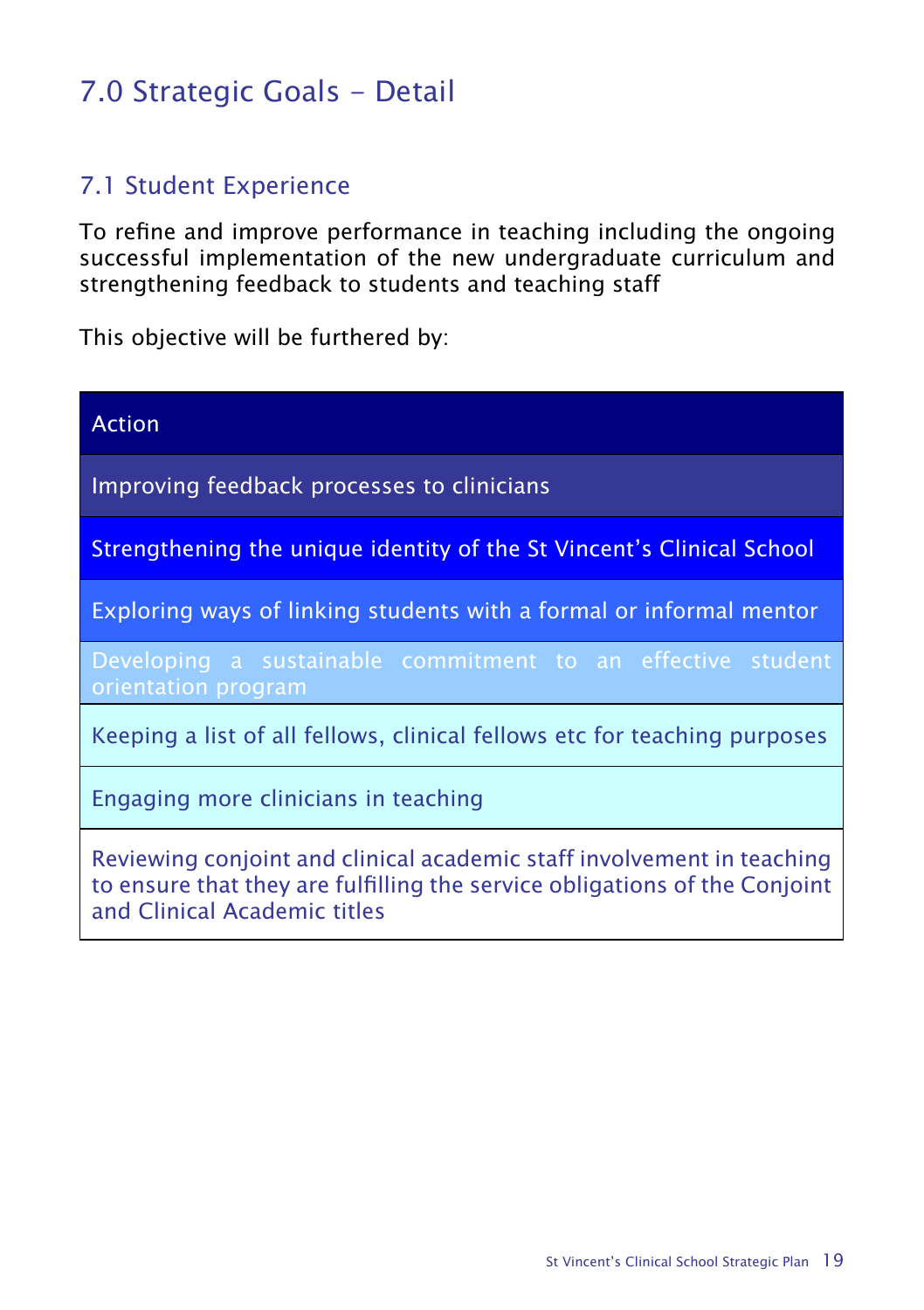# 7.0 Strategic Goals - Detail

## 7.1 Student Experience

To refine and improve performance in teaching including the ongoing successful implementation of the new undergraduate curriculum and strengthening feedback to students and teaching staff

This objective will be furthered by:

| Action |
|---|
| Improving feedback processes to clinicians |
| Strengthening the unique identity of the St Vincent's Clinical School |
| Exploring ways of linking students with a formal or informal mentor |
| Developing a sustainable commitment to an effective student orientation program |
| Keeping a list of all fellows, clinical fellows etc for teaching purposes |
| Engaging more clinicians in teaching |
| Reviewing conjoint and clinical academic staff involvement in teaching to ensure that they are fulfilling the service obligations of the Conjoint and Clinical Academic titles |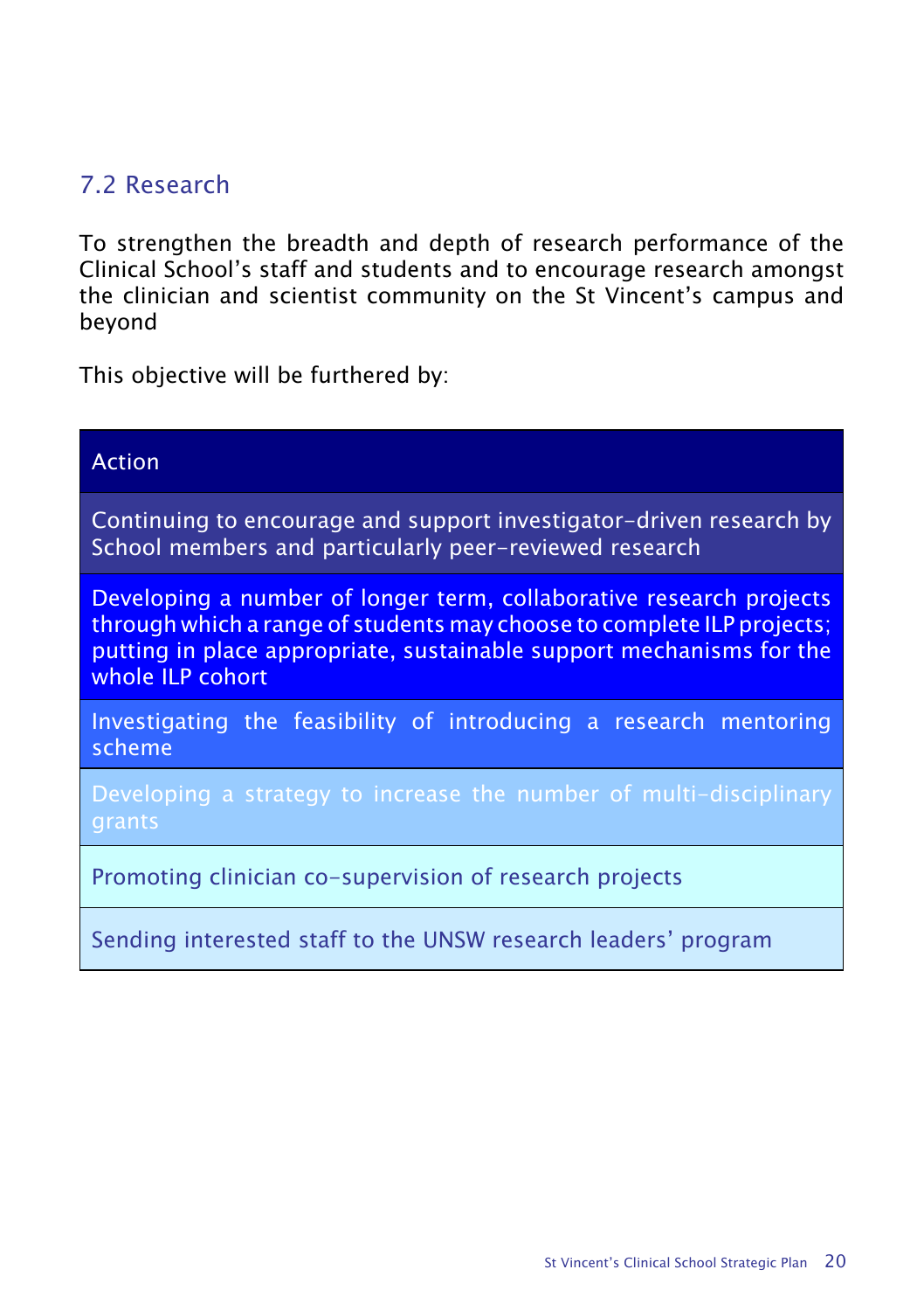## 7.2 Research

To strengthen the breadth and depth of research performance of the Clinical School's staff and students and to encourage research amongst the clinician and scientist community on the St Vincent's campus and beyond

This objective will be furthered by:

| Action |
| --- |
| Continuing to encourage and support investigator-driven research by School members and particularly peer-reviewed research |
| Developing a number of longer term, collaborative research projects through which a range of students may choose to complete ILP projects; putting in place appropriate, sustainable support mechanisms for the whole ILP cohort |
| Investigating the feasibility of introducing a research mentoring scheme |
| Developing a strategy to increase the number of multi-disciplinary grants |
| Promoting clinician co-supervision of research projects |
| Sending interested staff to the UNSW research leaders' program |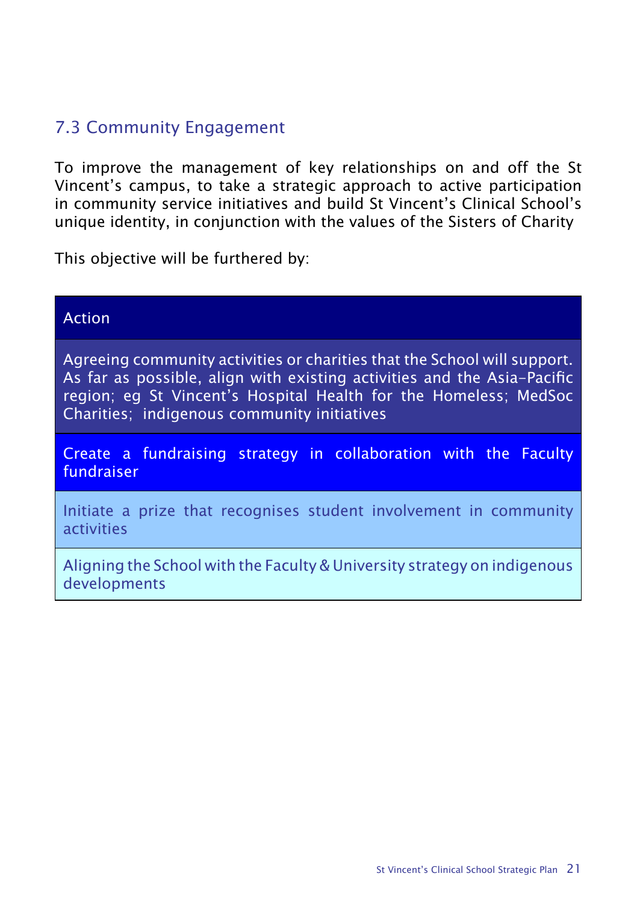## 7.3 Community Engagement

To improve the management of key relationships on and off the St Vincent's campus, to take a strategic approach to active participation in community service initiatives and build St Vincent's Clinical School's unique identity, in conjunction with the values of the Sisters of Charity

This objective will be furthered by:

| Action |
|---|
| Agreeing community activities or charities that the School will support. As far as possible, align with existing activities and the Asia-Pacific region; eg St Vincent's Hospital Health for the Homeless; MedSoc Charities; indigenous community initiatives |
| Create a fundraising strategy in collaboration with the Faculty fundraiser |
| Initiate a prize that recognises student involvement in community activities |
| Aligning the School with the Faculty & University strategy on indigenous developments |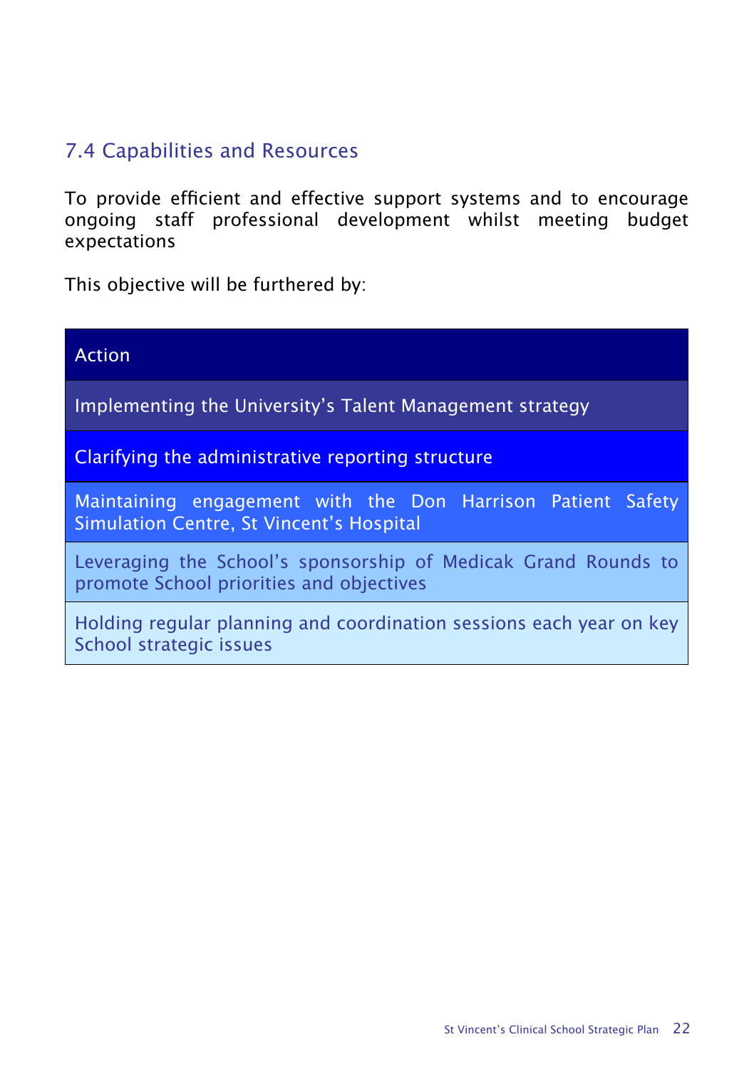## 7.4 Capabilities and Resources

To provide efficient and effective support systems and to encourage ongoing staff professional development whilst meeting budget expectations

This objective will be furthered by:

| Action |
| --- |
| Implementing the University's Talent Management strategy |
| Clarifying the administrative reporting structure |
| Maintaining engagement with the Don Harrison Patient Safety Simulation Centre, St Vincent's Hospital |
| Leveraging the School's sponsorship of Medicak Grand Rounds to promote School priorities and objectives |
| Holding regular planning and coordination sessions each year on key School strategic issues |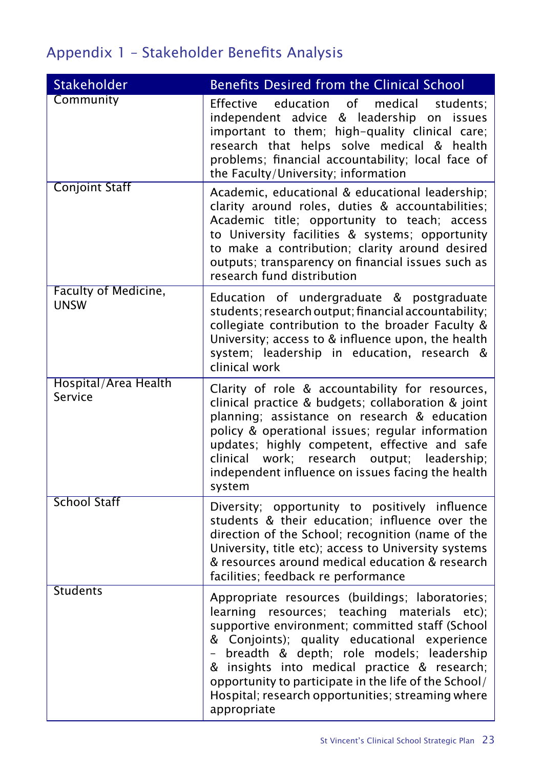## Appendix 1 – Stakeholder Benefits Analysis

| Stakeholder | Benefits Desired from the Clinical School |
|---|---|
| Community | Effective education of medical students; independent advice & leadership on issues important to them; high-quality clinical care; research that helps solve medical & health problems; financial accountability; local face of the Faculty/University; information |
| Conjoint Staff | Academic, educational & educational leadership; clarity around roles, duties & accountabilities; Academic title; opportunity to teach; access to University facilities & systems; opportunity to make a contribution; clarity around desired outputs; transparency on financial issues such as research fund distribution |
| Faculty of Medicine, UNSW | Education of undergraduate & postgraduate students; research output; financial accountability; collegiate contribution to the broader Faculty & University; access to & influence upon, the health system; leadership in education, research & clinical work |
| Hospital/Area Health Service | Clarity of role & accountability for resources, clinical practice & budgets; collaboration & joint planning; assistance on research & education policy & operational issues; regular information updates; highly competent, effective and safe clinical work; research output; leadership; independent influence on issues facing the health system |
| School Staff | Diversity; opportunity to positively influence students & their education; influence over the direction of the School; recognition (name of the University, title etc); access to University systems & resources around medical education & research facilities; feedback re performance |
| Students | Appropriate resources (buildings; laboratories; learning resources; teaching materials etc); supportive environment; committed staff (School & Conjoints); quality educational experience – breadth & depth; role models; leadership & insights into medical practice & research; opportunity to participate in the life of the School/Hospital; research opportunities; streaming where appropriate |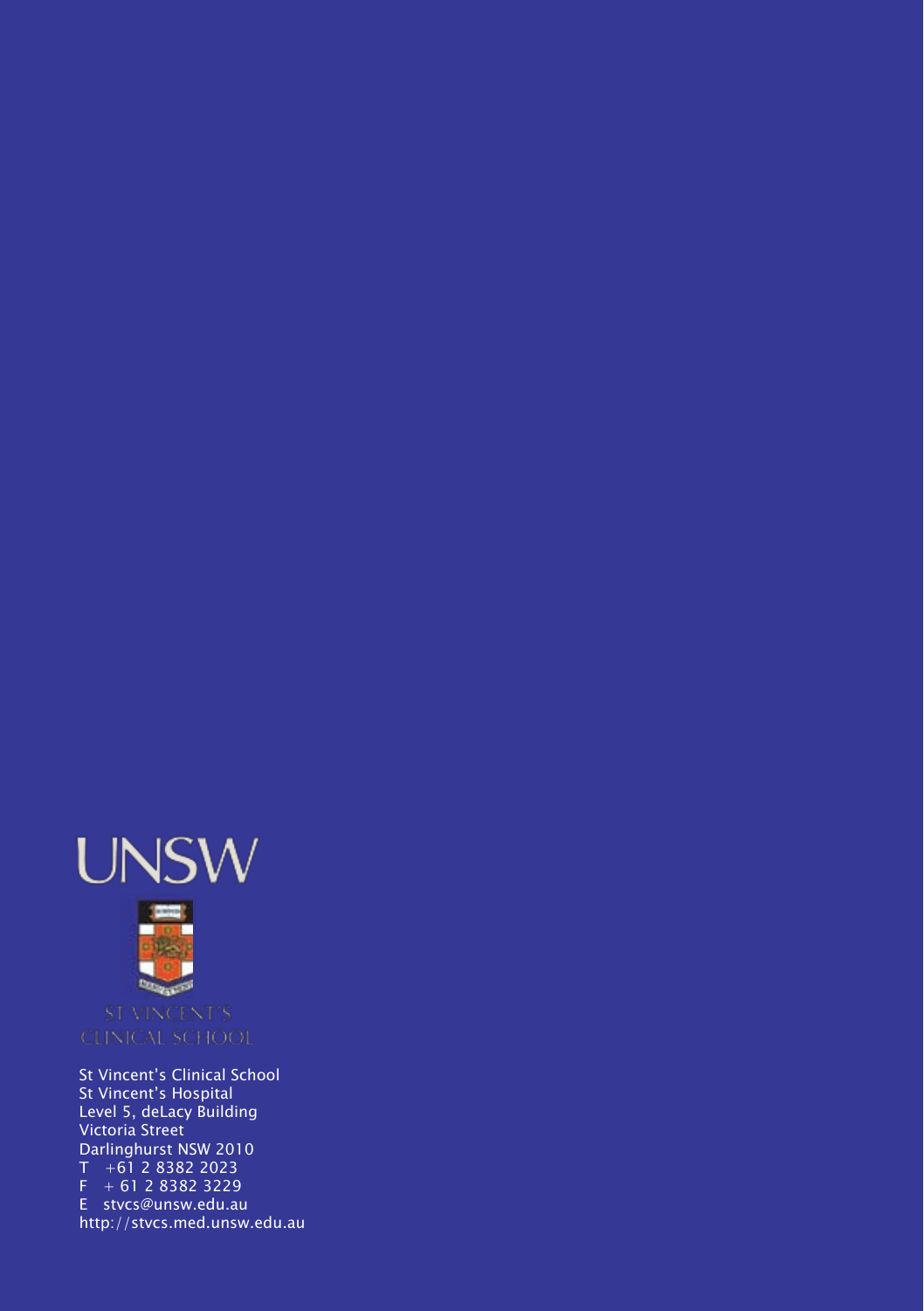UNSW

ST VINCENT'S
CLINICAL SCHOOL

St Vincent's Clinical School
St Vincent's Hospital
Level 5, deLacy Building
Victoria Street
Darlinghurst NSW 2010
T +61 2 8382 2023
F + 61 2 8382 3229
E stvcs@unsw.edu.au
http://stvcs.med.unsw.edu.au